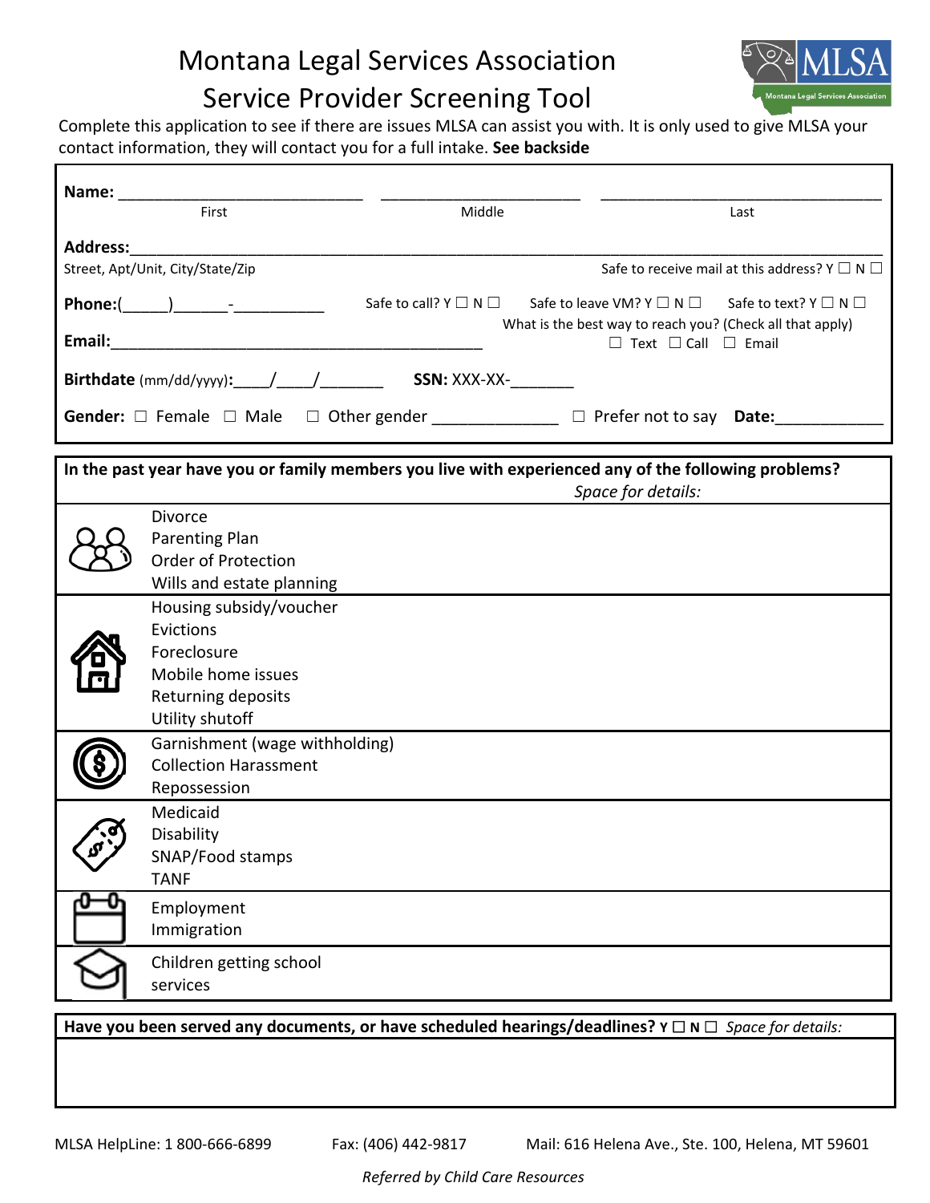# Montana Legal Services Association

## Service Provider Screening Tool

Complete this application to see if there are issues MLSA can assist you with. It is only used to give MLSA your contact information, they will contact you for a full intake. **See backside**

**Name:** ____________________________ ______________________ ________________________________
First Middle Last

**Address:**___________________________________________________________________________
Street, Apt/Unit, City/State/Zip — Safe to receive mail at this address? Y ☐ N ☐

**Phone:**(_____)______-__________ Safe to call? Y ☐ N ☐ Safe to leave VM? Y ☐ N ☐ Safe to text? Y ☐ N ☐

**Email:**__________________________________________ What is the best way to reach you? (Check all that apply) ☐ Text ☐ Call ☐ Email

**Birthdate** (mm/dd/yyyy)**:**____/____/_______ **SSN:** XXX-XX-_______

**Gender:** ☐ Female ☐ Male ☐ Other gender _____________ ☐ Prefer not to say **Date:**___________

| **In the past year have you or family members you live with experienced any of the following problems?** | *Space for details:* |
|---|---|
| Divorce<br>Parenting Plan<br>Order of Protection<br>Wills and estate planning | |
| Housing subsidy/voucher<br>Evictions<br>Foreclosure<br>Mobile home issues<br>Returning deposits<br>Utility shutoff | |
| Garnishment (wage withholding)<br>Collection Harassment<br>Repossession | |
| Medicaid<br>Disability<br>SNAP/Food stamps<br>TANF | |
| Employment<br>Immigration | |
| Children getting school services | |

**Have you been served any documents, or have scheduled hearings/deadlines? Y ☐ N ☐** *Space for details:*

MLSA HelpLine: 1 800-666-6899 Fax: (406) 442-9817 Mail: 616 Helena Ave., Ste. 100, Helena, MT 59601

*Referred by Child Care Resources*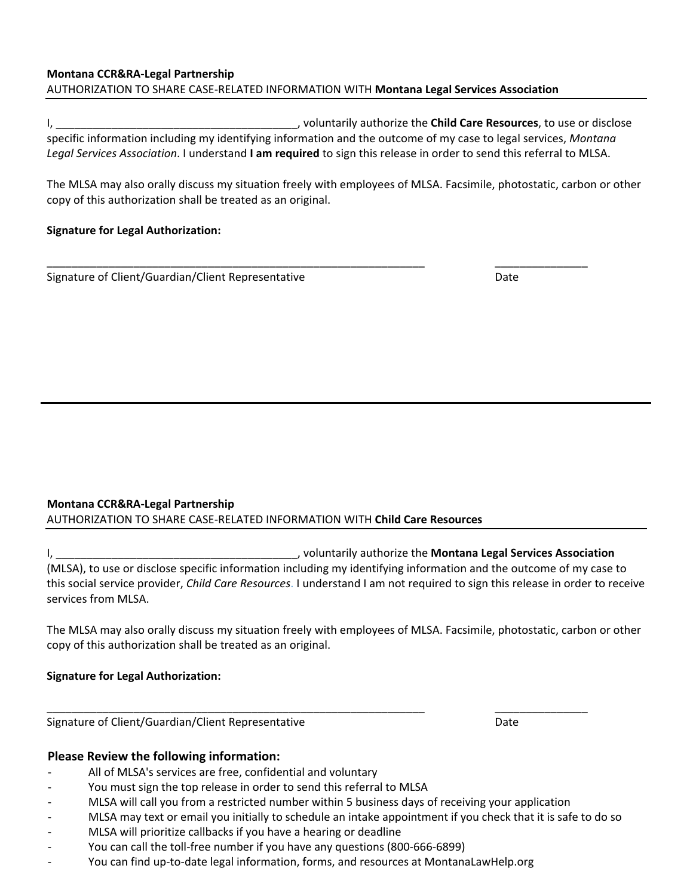**Montana CCR&RA-Legal Partnership**
AUTHORIZATION TO SHARE CASE-RELATED INFORMATION WITH **Montana Legal Services Association**

I, _______________________________________, voluntarily authorize the **Child Care Resources**, to use or disclose specific information including my identifying information and the outcome of my case to legal services, *Montana Legal Services Association*. I understand **I am required** to sign this release in order to send this referral to MLSA.

The MLSA may also orally discuss my situation freely with employees of MLSA. Facsimile, photostatic, carbon or other copy of this authorization shall be treated as an original.

**Signature for Legal Authorization:**

______________________________________________________________ _______________

Signature of Client/Guardian/Client Representative Date

---

**Montana CCR&RA-Legal Partnership**
AUTHORIZATION TO SHARE CASE-RELATED INFORMATION WITH **Child Care Resources**

I, _______________________________________, voluntarily authorize the **Montana Legal Services Association** (MLSA), to use or disclose specific information including my identifying information and the outcome of my case to this social service provider, *Child Care Resources*. I understand I am not required to sign this release in order to receive services from MLSA.

The MLSA may also orally discuss my situation freely with employees of MLSA. Facsimile, photostatic, carbon or other copy of this authorization shall be treated as an original.

**Signature for Legal Authorization:**

______________________________________________________________ _______________

Signature of Client/Guardian/Client Representative Date

**Please Review the following information:**

- All of MLSA's services are free, confidential and voluntary
- You must sign the top release in order to send this referral to MLSA
- MLSA will call you from a restricted number within 5 business days of receiving your application
- MLSA may text or email you initially to schedule an intake appointment if you check that it is safe to do so
- MLSA will prioritize callbacks if you have a hearing or deadline
- You can call the toll-free number if you have any questions (800-666-6899)
- You can find up-to-date legal information, forms, and resources at MontanaLawHelp.org